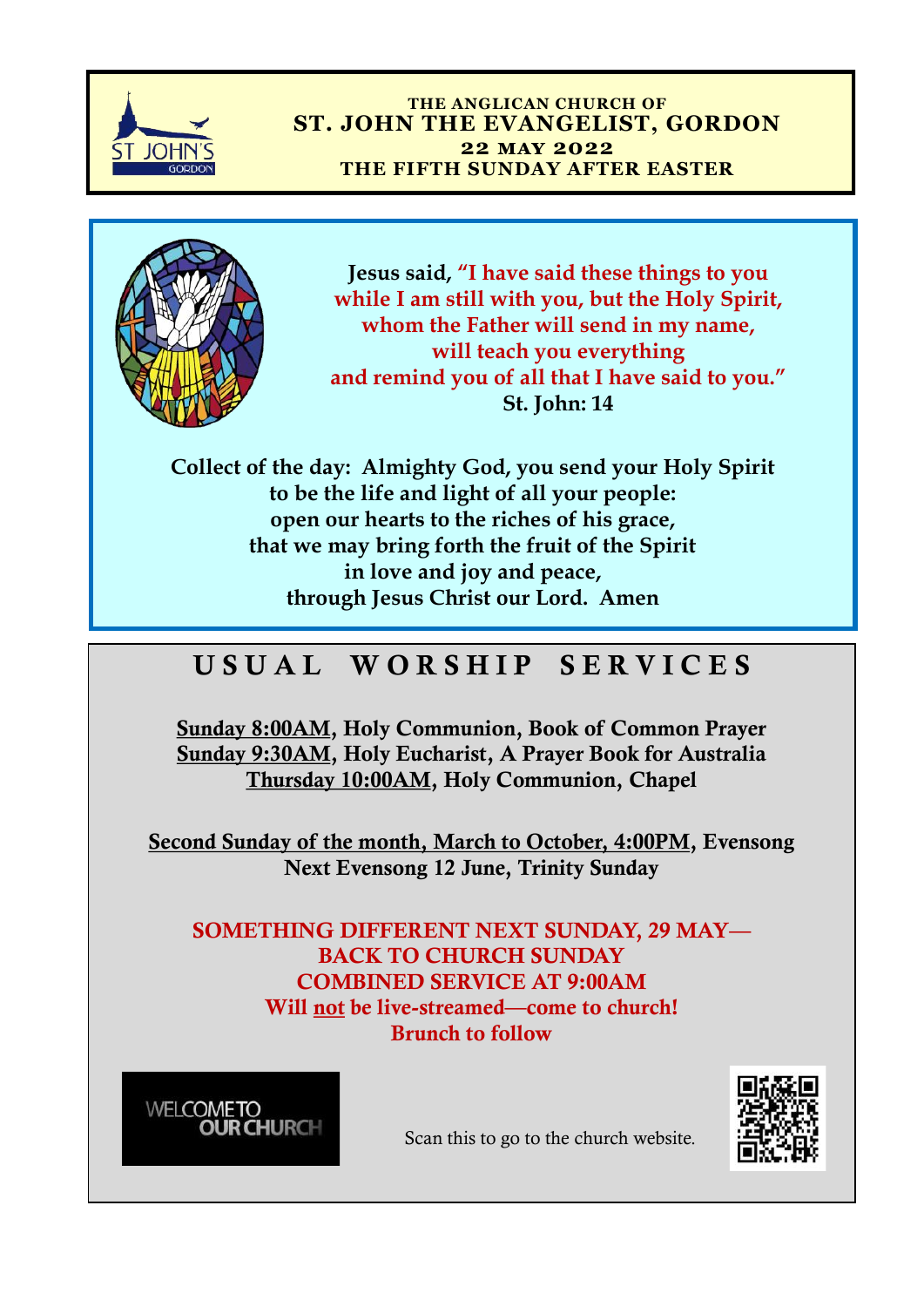THE ANGLICAN CHURCH OF

# ST. JOHN THE EVANGELIST, GORDON

**22 MAY 2022**

**THE FIFTH SUNDAY AFTER EASTER**

**Jesus said, "I have said these things to you while I am still with you, but the Holy Spirit, whom the Father will send in my name, will teach you everything and remind you of all that I have said to you."**
**St. John: 14**

**Collect of the day: Almighty God, you send your Holy Spirit to be the life and light of all your people: open our hearts to the riches of his grace, that we may bring forth the fruit of the Spirit in love and joy and peace, through Jesus Christ our Lord. Amen**

## USUAL WORSHIP SERVICES

**Sunday 8:00AM, Holy Communion, Book of Common Prayer**
**Sunday 9:30AM, Holy Eucharist, A Prayer Book for Australia**
**Thursday 10:00AM, Holy Communion, Chapel**

**Second Sunday of the month, March to October, 4:00PM, Evensong**
**Next Evensong 12 June, Trinity Sunday**

**SOMETHING DIFFERENT NEXT SUNDAY, 29 MAY—**
**BACK TO CHURCH SUNDAY**
**COMBINED SERVICE AT 9:00AM**
**Will not be live-streamed—come to church!**
**Brunch to follow**

WELCOME TO OUR CHURCH

Scan this to go to the church website.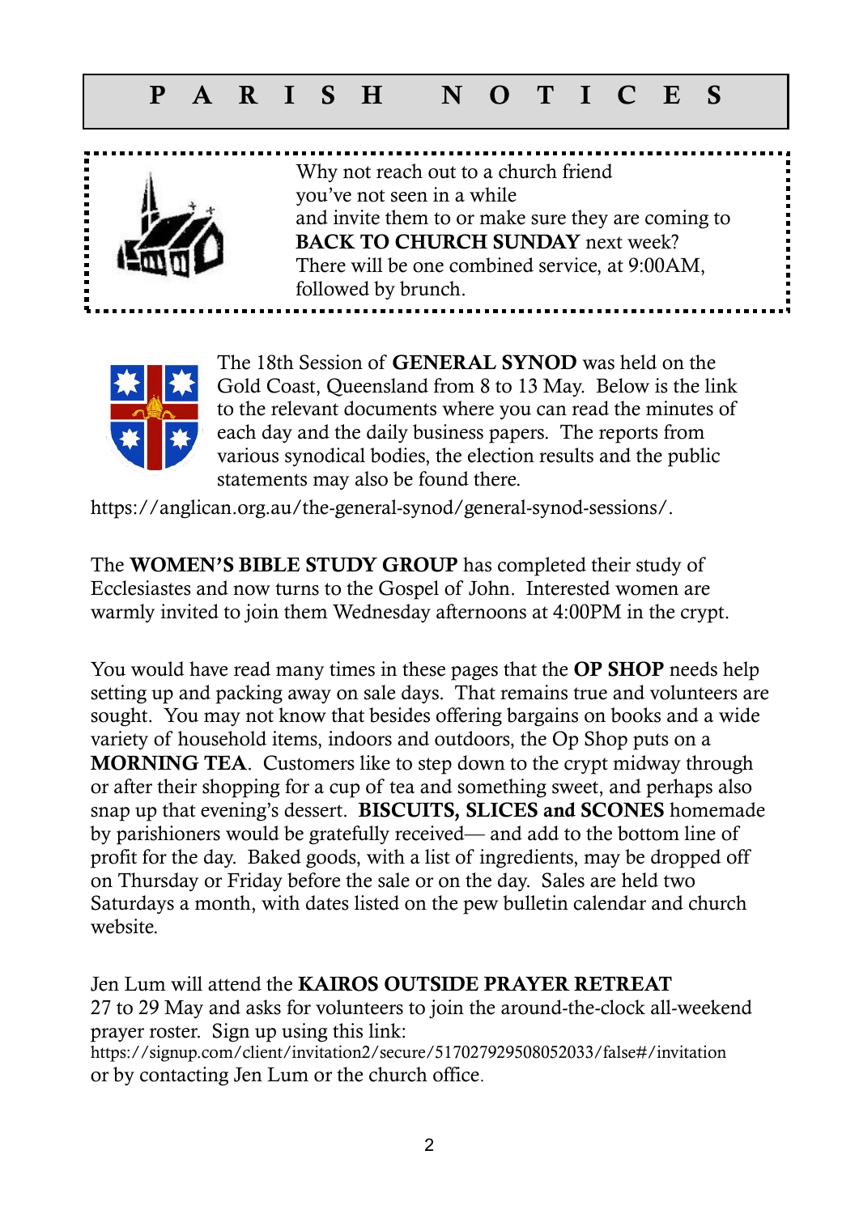# P A R I S H   N O T I C E S

Why not reach out to a church friend
you've not seen in a while
and invite them to or make sure they are coming to
**BACK TO CHURCH SUNDAY** next week?
There will be one combined service, at 9:00AM,
followed by brunch.

The 18th Session of **GENERAL SYNOD** was held on the Gold Coast, Queensland from 8 to 13 May. Below is the link to the relevant documents where you can read the minutes of each day and the daily business papers. The reports from various synodical bodies, the election results and the public statements may also be found there.

https://anglican.org.au/the-general-synod/general-synod-sessions/.

The **WOMEN'S BIBLE STUDY GROUP** has completed their study of Ecclesiastes and now turns to the Gospel of John. Interested women are warmly invited to join them Wednesday afternoons at 4:00PM in the crypt.

You would have read many times in these pages that the **OP SHOP** needs help setting up and packing away on sale days. That remains true and volunteers are sought. You may not know that besides offering bargains on books and a wide variety of household items, indoors and outdoors, the Op Shop puts on a **MORNING TEA**. Customers like to step down to the crypt midway through or after their shopping for a cup of tea and something sweet, and perhaps also snap up that evening's dessert. **BISCUITS, SLICES and SCONES** homemade by parishioners would be gratefully received— and add to the bottom line of profit for the day. Baked goods, with a list of ingredients, may be dropped off on Thursday or Friday before the sale or on the day. Sales are held two Saturdays a month, with dates listed on the pew bulletin calendar and church website.

Jen Lum will attend the **KAIROS OUTSIDE PRAYER RETREAT** 27 to 29 May and asks for volunteers to join the around-the-clock all-weekend prayer roster. Sign up using this link:
https://signup.com/client/invitation2/secure/517027929508052033/false#/invitation
or by contacting Jen Lum or the church office.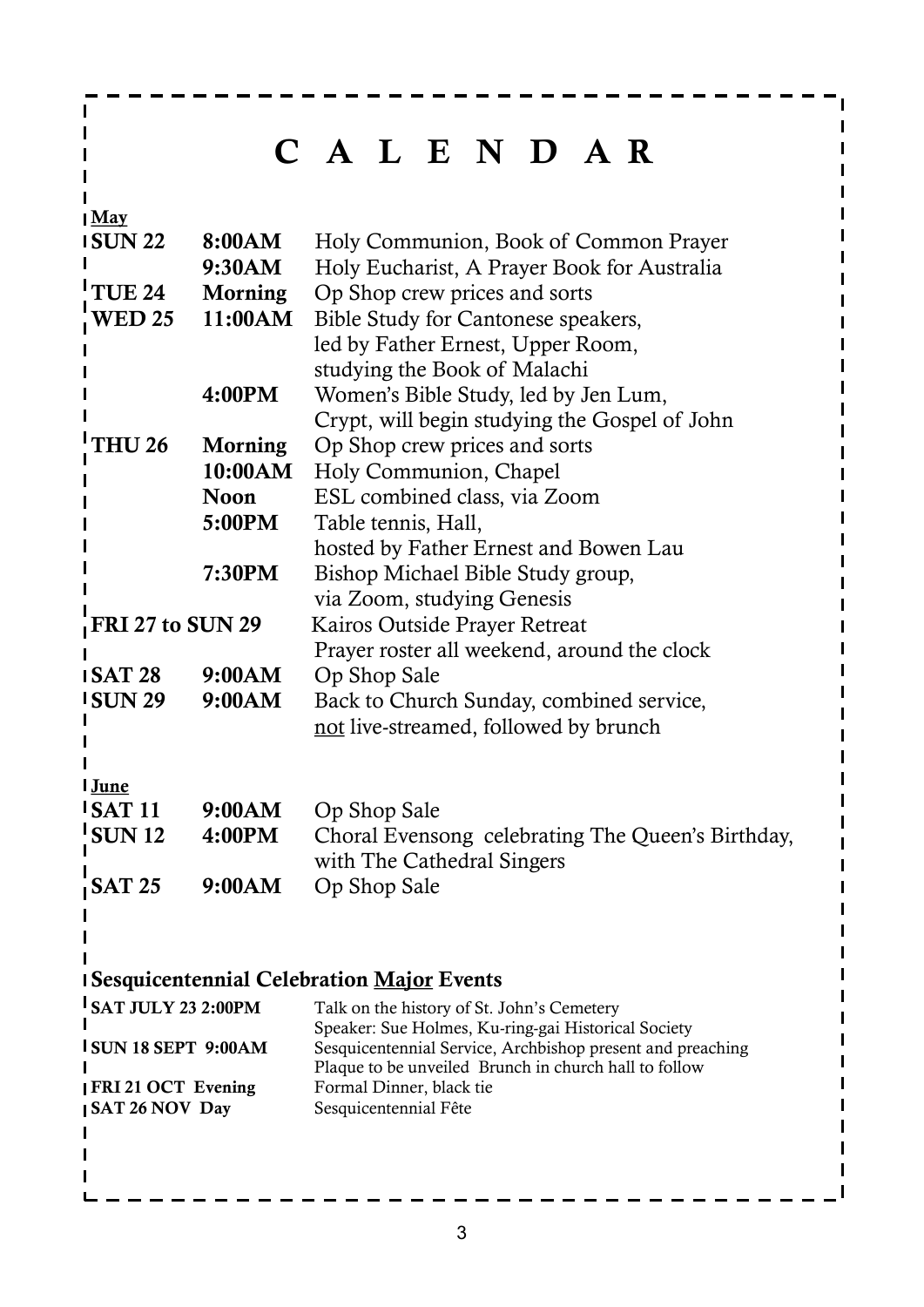# C A L E N D A R

**<u>May</u>**

| | | |
|---|---|---|
| **SUN 22** | **8:00AM** | Holy Communion, Book of Common Prayer |
| | **9:30AM** | Holy Eucharist, A Prayer Book for Australia |
| **TUE 24** | **Morning** | Op Shop crew prices and sorts |
| **WED 25** | **11:00AM** | Bible Study for Cantonese speakers, led by Father Ernest, Upper Room, studying the Book of Malachi |
| | **4:00PM** | Women's Bible Study, led by Jen Lum, Crypt, will begin studying the Gospel of John |
| **THU 26** | **Morning** | Op Shop crew prices and sorts |
| | **10:00AM** | Holy Communion, Chapel |
| | **Noon** | ESL combined class, via Zoom |
| | **5:00PM** | Table tennis, Hall, hosted by Father Ernest and Bowen Lau |
| | **7:30PM** | Bishop Michael Bible Study group, via Zoom, studying Genesis |
| **FRI 27 to SUN 29** | | Kairos Outside Prayer Retreat<br>Prayer roster all weekend, around the clock |
| **SAT 28** | **9:00AM** | Op Shop Sale |
| **SUN 29** | **9:00AM** | Back to Church Sunday, combined service, <u>not</u> live-streamed, followed by brunch |

**<u>June</u>**

| | | |
|---|---|---|
| **SAT 11** | **9:00AM** | Op Shop Sale |
| **SUN 12** | **4:00PM** | Choral Evensong celebrating The Queen's Birthday, with The Cathedral Singers |
| **SAT 25** | **9:00AM** | Op Shop Sale |

## Sesquicentennial Celebration <u>Major</u> Events

| | |
|---|---|
| **SAT JULY 23 2:00PM** | Talk on the history of St. John's Cemetery<br>Speaker: Sue Holmes, Ku-ring-gai Historical Society |
| **SUN 18 SEPT 9:00AM** | Sesquicentennial Service, Archbishop present and preaching<br>Plaque to be unveiled Brunch in church hall to follow |
| **FRI 21 OCT Evening** | Formal Dinner, black tie |
| **SAT 26 NOV Day** | Sesquicentennial Fête |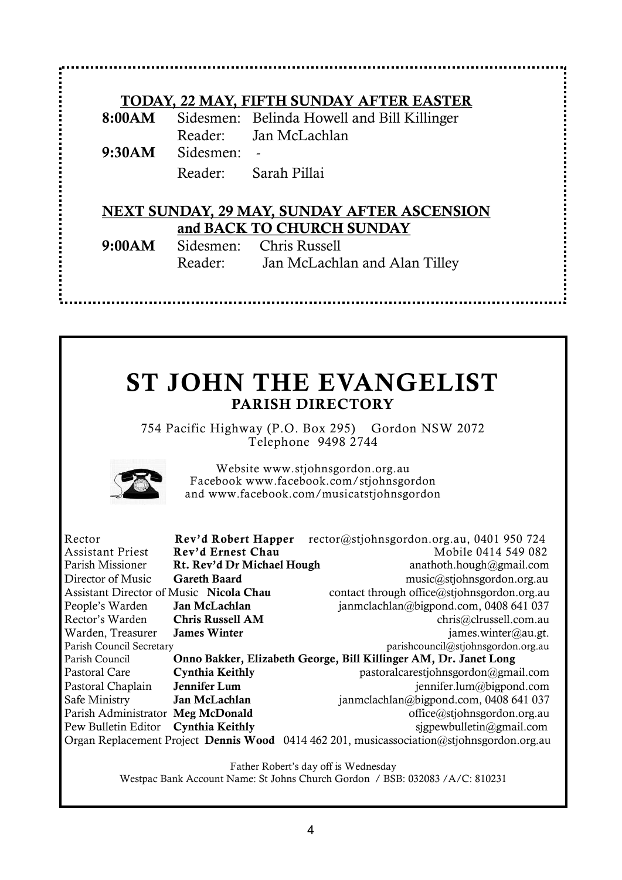**TODAY, 22 MAY, FIFTH SUNDAY AFTER EASTER**

| | | |
|---|---|---|
| **8:00AM** | Sidesmen: | Belinda Howell and Bill Killinger |
| | Reader: | Jan McLachlan |
| **9:30AM** | Sidesmen: | - |
| | Reader: | Sarah Pillai |

**NEXT SUNDAY, 29 MAY, SUNDAY AFTER ASCENSION and BACK TO CHURCH SUNDAY**

| | | |
|---|---|---|
| **9:00AM** | Sidesmen: | Chris Russell |
| | Reader: | Jan McLachlan and Alan Tilley |

# ST JOHN THE EVANGELIST

## PARISH DIRECTORY

754 Pacific Highway (P.O. Box 295) Gordon NSW 2072
Telephone 9498 2744

Website www.stjohnsgordon.org.au
Facebook www.facebook.com/stjohnsgordon
and www.facebook.com/musicatstjohnsgordon

| | | |
|---|---|---|
| Rector | **Rev'd Robert Happer** | rector@stjohnsgordon.org.au, 0401 950 724 |
| Assistant Priest | **Rev'd Ernest Chau** | Mobile 0414 549 082 |
| Parish Missioner | **Rt. Rev'd Dr Michael Hough** | anathoth.hough@gmail.com |
| Director of Music | **Gareth Baard** | music@stjohnsgordon.org.au |
| Assistant Director of Music | **Nicola Chau** | contact through office@stjohnsgordon.org.au |
| People's Warden | **Jan McLachlan** | janmclachlan@bigpond.com, 0408 641 037 |
| Rector's Warden | **Chris Russell AM** | chris@clrussell.com.au |
| Warden, Treasurer | **James Winter** | james.winter@au.gt. |
| Parish Council Secretary | | parishcouncil@stjohnsgordon.org.au |
| Parish Council | **Onno Bakker, Elizabeth George, Bill Killinger AM, Dr. Janet Long** | |
| Pastoral Care | **Cynthia Keithly** | pastoralcarestjohnsgordon@gmail.com |
| Pastoral Chaplain | **Jennifer Lum** | jennifer.lum@bigpond.com |
| Safe Ministry | **Jan McLachlan** | janmclachlan@bigpond.com, 0408 641 037 |
| Parish Administrator | **Meg McDonald** | office@stjohnsgordon.org.au |
| Pew Bulletin Editor | **Cynthia Keithly** | sjgpewbulletin@gmail.com |
| Organ Replacement Project | **Dennis Wood** | 0414 462 201, musicassociation@stjohnsgordon.org.au |

Father Robert's day off is Wednesday
Westpac Bank Account Name: St Johns Church Gordon / BSB: 032083 /A/C: 810231